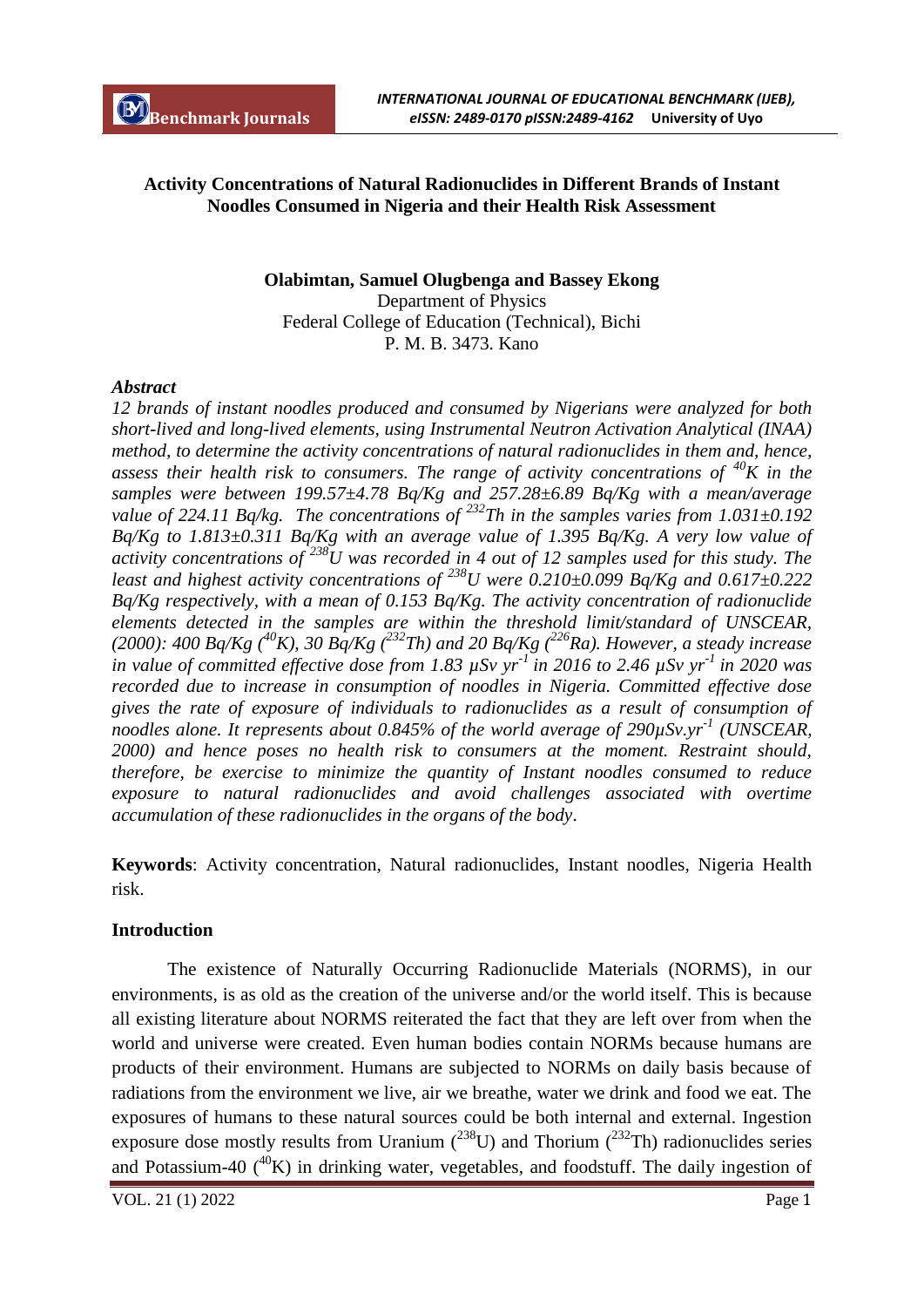# Activity Concentrations of Natural Radionuclides in Different Brands of Instant Noodles Consumed in Nigeria and their Health Risk Assessment

**Olabimtan, Samuel Olugbenga and Bassey Ekong**
Department of Physics
Federal College of Education (Technical), Bichi
P. M. B. 3473. Kano

### *Abstract*

*12 brands of instant noodles produced and consumed by Nigerians were analyzed for both short-lived and long-lived elements, using Instrumental Neutron Activation Analytical (INAA) method, to determine the activity concentrations of natural radionuclides in them and, hence, assess their health risk to consumers. The range of activity concentrations of $^{40}K$ in the samples were between 199.57±4.78 Bq/Kg and 257.28±6.89 Bq/Kg with a mean/average value of 224.11 Bq/kg. The concentrations of $^{232}Th$ in the samples varies from 1.031±0.192 Bq/Kg to 1.813±0.311 Bq/Kg with an average value of 1.395 Bq/Kg. A very low value of activity concentrations of $^{238}U$ was recorded in 4 out of 12 samples used for this study. The least and highest activity concentrations of $^{238}U$ were 0.210±0.099 Bq/Kg and 0.617±0.222 Bq/Kg respectively, with a mean of 0.153 Bq/Kg. The activity concentration of radionuclide elements detected in the samples are within the threshold limit/standard of UNSCEAR, (2000): 400 Bq/Kg ($^{40}K$), 30 Bq/Kg ($^{232}Th$) and 20 Bq/Kg ($^{226}Ra$). However, a steady increase in value of committed effective dose from 1.83 μSv yr$^{-1}$ in 2016 to 2.46 μSv yr$^{-1}$ in 2020 was recorded due to increase in consumption of noodles in Nigeria. Committed effective dose gives the rate of exposure of individuals to radionuclides as a result of consumption of noodles alone. It represents about 0.845% of the world average of 290μSv.yr$^{-1}$ (UNSCEAR, 2000) and hence poses no health risk to consumers at the moment. Restraint should, therefore, be exercise to minimize the quantity of Instant noodles consumed to reduce exposure to natural radionuclides and avoid challenges associated with overtime accumulation of these radionuclides in the organs of the body.*

**Keywords**: Activity concentration, Natural radionuclides, Instant noodles, Nigeria Health risk.

### Introduction

The existence of Naturally Occurring Radionuclide Materials (NORMS), in our environments, is as old as the creation of the universe and/or the world itself. This is because all existing literature about NORMS reiterated the fact that they are left over from when the world and universe were created. Even human bodies contain NORMs because humans are products of their environment. Humans are subjected to NORMs on daily basis because of radiations from the environment we live, air we breathe, water we drink and food we eat. The exposures of humans to these natural sources could be both internal and external. Ingestion exposure dose mostly results from Uranium ($^{238}U$) and Thorium ($^{232}Th$) radionuclides series and Potassium-40 ($^{40}K$) in drinking water, vegetables, and foodstuff. The daily ingestion of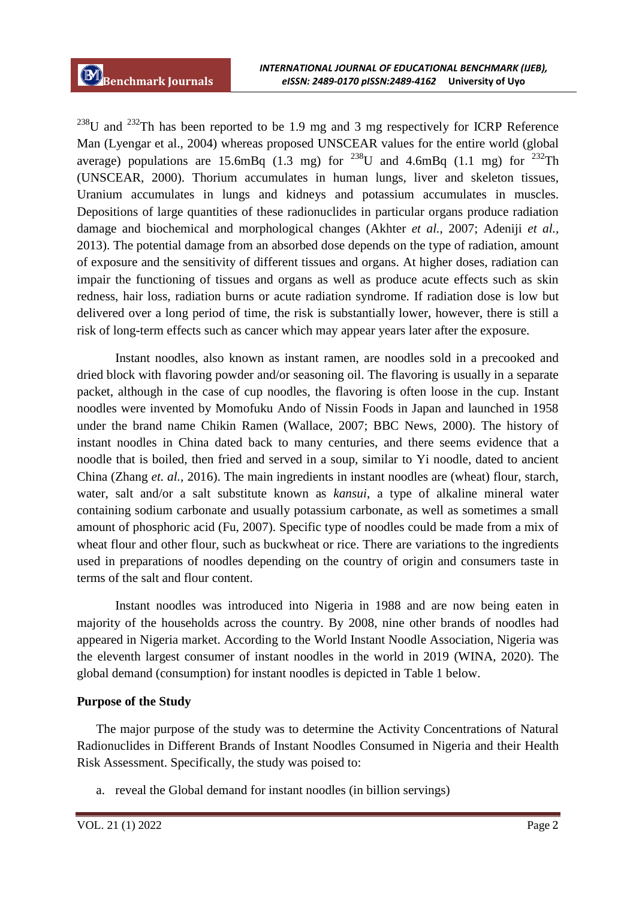$^{238}U$ and $^{232}Th$ has been reported to be 1.9 mg and 3 mg respectively for ICRP Reference Man (Lyengar et al., 2004) whereas proposed UNSCEAR values for the entire world (global average) populations are 15.6mBq (1.3 mg) for $^{238}U$ and 4.6mBq (1.1 mg) for $^{232}Th$ (UNSCEAR, 2000). Thorium accumulates in human lungs, liver and skeleton tissues, Uranium accumulates in lungs and kidneys and potassium accumulates in muscles. Depositions of large quantities of these radionuclides in particular organs produce radiation damage and biochemical and morphological changes (Akhter *et al.*, 2007; Adeniji *et al.*, 2013). The potential damage from an absorbed dose depends on the type of radiation, amount of exposure and the sensitivity of different tissues and organs. At higher doses, radiation can impair the functioning of tissues and organs as well as produce acute effects such as skin redness, hair loss, radiation burns or acute radiation syndrome. If radiation dose is low but delivered over a long period of time, the risk is substantially lower, however, there is still a risk of long-term effects such as cancer which may appear years later after the exposure.

Instant noodles, also known as instant ramen, are noodles sold in a precooked and dried block with flavoring powder and/or seasoning oil. The flavoring is usually in a separate packet, although in the case of cup noodles, the flavoring is often loose in the cup. Instant noodles were invented by Momofuku Ando of Nissin Foods in Japan and launched in 1958 under the brand name Chikin Ramen (Wallace, 2007; BBC News, 2000). The history of instant noodles in China dated back to many centuries, and there seems evidence that a noodle that is boiled, then fried and served in a soup, similar to Yi noodle, dated to ancient China (Zhang *et. al.,* 2016). The main ingredients in instant noodles are (wheat) flour, starch, water, salt and/or a salt substitute known as *kansui*, a type of alkaline mineral water containing sodium carbonate and usually potassium carbonate, as well as sometimes a small amount of phosphoric acid (Fu, 2007). Specific type of noodles could be made from a mix of wheat flour and other flour, such as buckwheat or rice. There are variations to the ingredients used in preparations of noodles depending on the country of origin and consumers taste in terms of the salt and flour content.

Instant noodles was introduced into Nigeria in 1988 and are now being eaten in majority of the households across the country. By 2008, nine other brands of noodles had appeared in Nigeria market. According to the World Instant Noodle Association, Nigeria was the eleventh largest consumer of instant noodles in the world in 2019 (WINA, 2020). The global demand (consumption) for instant noodles is depicted in Table 1 below.

**Purpose of the Study**

The major purpose of the study was to determine the Activity Concentrations of Natural Radionuclides in Different Brands of Instant Noodles Consumed in Nigeria and their Health Risk Assessment. Specifically, the study was poised to:

a. reveal the Global demand for instant noodles (in billion servings)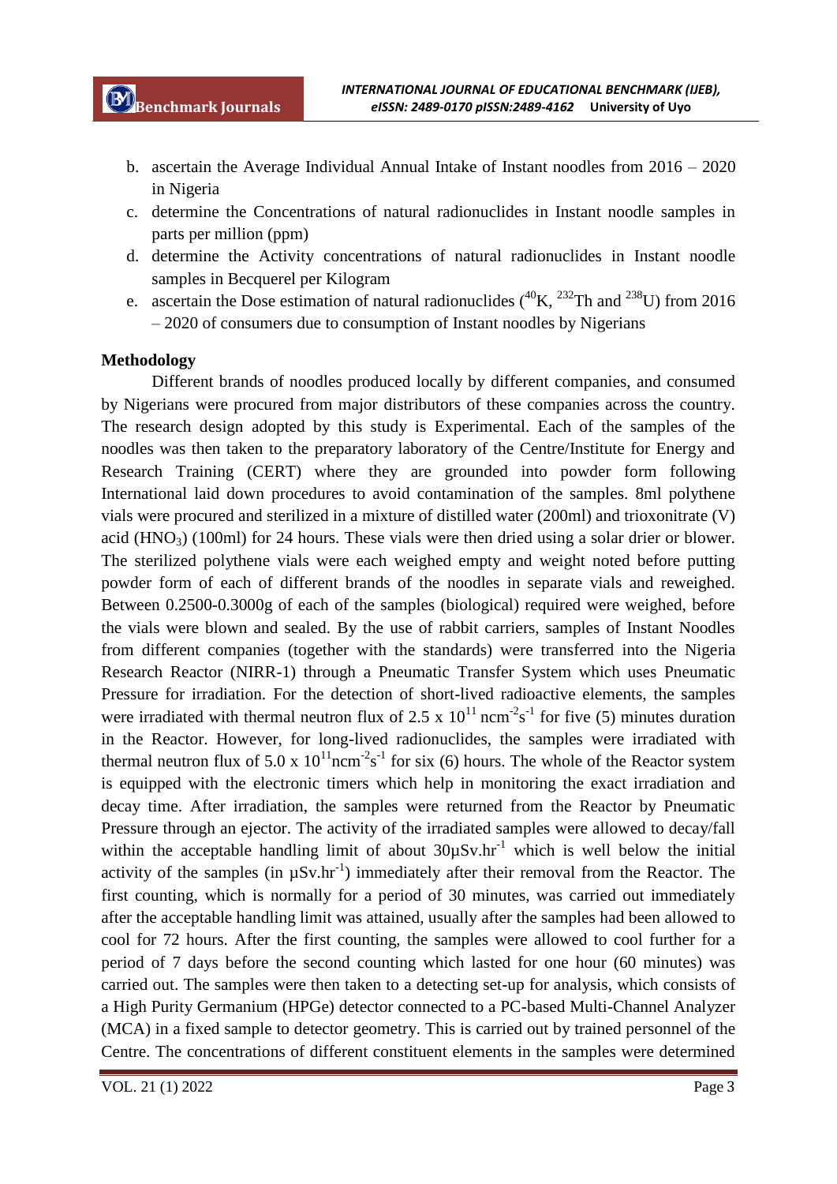b. ascertain the Average Individual Annual Intake of Instant noodles from 2016 – 2020 in Nigeria
c. determine the Concentrations of natural radionuclides in Instant noodle samples in parts per million (ppm)
d. determine the Activity concentrations of natural radionuclides in Instant noodle samples in Becquerel per Kilogram
e. ascertain the Dose estimation of natural radionuclides ($^{40}$K, $^{232}$Th and $^{238}$U) from 2016 – 2020 of consumers due to consumption of Instant noodles by Nigerians

**Methodology**

Different brands of noodles produced locally by different companies, and consumed by Nigerians were procured from major distributors of these companies across the country. The research design adopted by this study is Experimental. Each of the samples of the noodles was then taken to the preparatory laboratory of the Centre/Institute for Energy and Research Training (CERT) where they are grounded into powder form following International laid down procedures to avoid contamination of the samples. 8ml polythene vials were procured and sterilized in a mixture of distilled water (200ml) and trioxonitrate (V) acid ($HNO_3$) (100ml) for 24 hours. These vials were then dried using a solar drier or blower. The sterilized polythene vials were each weighed empty and weight noted before putting powder form of each of different brands of the noodles in separate vials and reweighed. Between 0.2500-0.3000g of each of the samples (biological) required were weighed, before the vials were blown and sealed. By the use of rabbit carriers, samples of Instant Noodles from different companies (together with the standards) were transferred into the Nigeria Research Reactor (NIRR-1) through a Pneumatic Transfer System which uses Pneumatic Pressure for irradiation. For the detection of short-lived radioactive elements, the samples were irradiated with thermal neutron flux of 2.5 x $10^{11}$ $ncm^{-2}s^{-1}$ for five (5) minutes duration in the Reactor. However, for long-lived radionuclides, the samples were irradiated with thermal neutron flux of 5.0 x $10^{11}$$ncm^{-2}s^{-1}$ for six (6) hours. The whole of the Reactor system is equipped with the electronic timers which help in monitoring the exact irradiation and decay time. After irradiation, the samples were returned from the Reactor by Pneumatic Pressure through an ejector. The activity of the irradiated samples were allowed to decay/fall within the acceptable handling limit of about 30µSv.$hr^{-1}$ which is well below the initial activity of the samples (in µSv.$hr^{-1}$) immediately after their removal from the Reactor. The first counting, which is normally for a period of 30 minutes, was carried out immediately after the acceptable handling limit was attained, usually after the samples had been allowed to cool for 72 hours. After the first counting, the samples were allowed to cool further for a period of 7 days before the second counting which lasted for one hour (60 minutes) was carried out. The samples were then taken to a detecting set-up for analysis, which consists of a High Purity Germanium (HPGe) detector connected to a PC-based Multi-Channel Analyzer (MCA) in a fixed sample to detector geometry. This is carried out by trained personnel of the Centre. The concentrations of different constituent elements in the samples were determined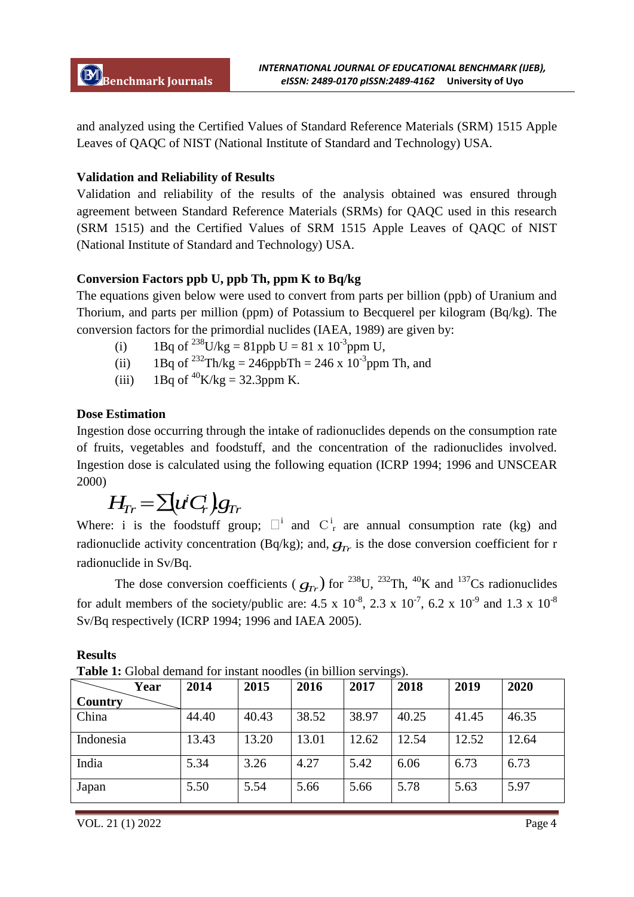and analyzed using the Certified Values of Standard Reference Materials (SRM) 1515 Apple Leaves of QAQC of NIST (National Institute of Standard and Technology) USA.

**Validation and Reliability of Results**

Validation and reliability of the results of the analysis obtained was ensured through agreement between Standard Reference Materials (SRMs) for QAQC used in this research (SRM 1515) and the Certified Values of SRM 1515 Apple Leaves of QAQC of NIST (National Institute of Standard and Technology) USA.

**Conversion Factors ppb U, ppb Th, ppm K to Bq/kg**

The equations given below were used to convert from parts per billion (ppb) of Uranium and Thorium, and parts per million (ppm) of Potassium to Becquerel per kilogram (Bq/kg). The conversion factors for the primordial nuclides (IAEA, 1989) are given by:

(i) 1Bq of $^{238}$U/kg = 81ppb U = 81 x $10^{-3}$ppm U,

(ii) 1Bq of $^{232}$Th/kg = 246ppbTh = 246 x $10^{-3}$ppm Th, and

(iii) 1Bq of $^{40}$K/kg = 32.3ppm K.

**Dose Estimation**

Ingestion dose occurring through the intake of radionuclides depends on the consumption rate of fruits, vegetables and foodstuff, and the concentration of the radionuclides involved. Ingestion dose is calculated using the following equation (ICRP 1994; 1996 and UNSCEAR 2000)

$$H_{Tr} = \sum \left( u^i C_r^i \right) g_{Tr}$$

Where: i is the foodstuff group; $u^i$ and $C_r^i$ are annual consumption rate (kg) and radionuclide activity concentration (Bq/kg); and, $g_{Tr}$ is the dose conversion coefficient for r radionuclide in Sv/Bq.

The dose conversion coefficients ($g_{Tr}$) for $^{238}$U, $^{232}$Th, $^{40}$K and $^{137}$Cs radionuclides for adult members of the society/public are: 4.5 x $10^{-8}$, 2.3 x $10^{-7}$, 6.2 x $10^{-9}$ and 1.3 x $10^{-8}$ Sv/Bq respectively (ICRP 1994; 1996 and IAEA 2005).

**Results**

**Table 1:** Global demand for instant noodles (in billion servings).

| Country \ Year | 2014 | 2015 | 2016 | 2017 | 2018 | 2019 | 2020 |
|---|---|---|---|---|---|---|---|
| China | 44.40 | 40.43 | 38.52 | 38.97 | 40.25 | 41.45 | 46.35 |
| Indonesia | 13.43 | 13.20 | 13.01 | 12.62 | 12.54 | 12.52 | 12.64 |
| India | 5.34 | 3.26 | 4.27 | 5.42 | 6.06 | 6.73 | 6.73 |
| Japan | 5.50 | 5.54 | 5.66 | 5.66 | 5.78 | 5.63 | 5.97 |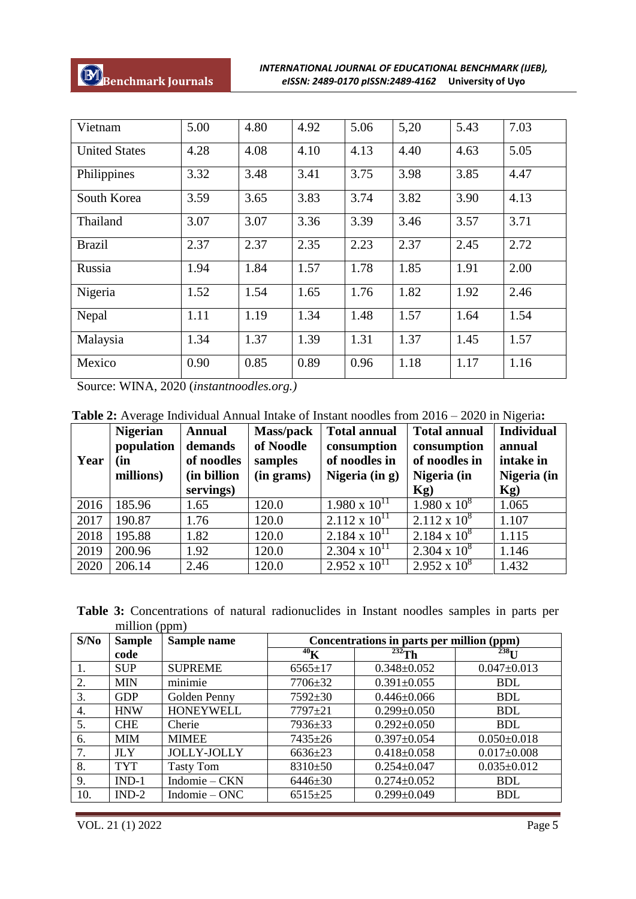| Vietnam | 5.00 | 4.80 | 4.92 | 5.06 | 5,20 | 5.43 | 7.03 |
|---|---|---|---|---|---|---|---|
| United States | 4.28 | 4.08 | 4.10 | 4.13 | 4.40 | 4.63 | 5.05 |
| Philippines | 3.32 | 3.48 | 3.41 | 3.75 | 3.98 | 3.85 | 4.47 |
| South Korea | 3.59 | 3.65 | 3.83 | 3.74 | 3.82 | 3.90 | 4.13 |
| Thailand | 3.07 | 3.07 | 3.36 | 3.39 | 3.46 | 3.57 | 3.71 |
| Brazil | 2.37 | 2.37 | 2.35 | 2.23 | 2.37 | 2.45 | 2.72 |
| Russia | 1.94 | 1.84 | 1.57 | 1.78 | 1.85 | 1.91 | 2.00 |
| Nigeria | 1.52 | 1.54 | 1.65 | 1.76 | 1.82 | 1.92 | 2.46 |
| Nepal | 1.11 | 1.19 | 1.34 | 1.48 | 1.57 | 1.64 | 1.54 |
| Malaysia | 1.34 | 1.37 | 1.39 | 1.31 | 1.37 | 1.45 | 1.57 |
| Mexico | 0.90 | 0.85 | 0.89 | 0.96 | 1.18 | 1.17 | 1.16 |

Source: WINA, 2020 (*instantnoodles.org.)*

**Table 2:** Average Individual Annual Intake of Instant noodles from 2016 – 2020 in Nigeria**:**

| Year | Nigerian population (in millions) | Annual demands of noodles (in billion servings) | Mass/pack of Noodle samples (in grams) | Total annual consumption of noodles in Nigeria (in g) | Total annual consumption of noodles in Nigeria (in Kg) | Individual annual intake in Nigeria (in Kg) |
|---|---|---|---|---|---|---|
| 2016 | 185.96 | 1.65 | 120.0 | $1.980 \times 10^{11}$ | $1.980 \times 10^{8}$ | 1.065 |
| 2017 | 190.87 | 1.76 | 120.0 | $2.112 \times 10^{11}$ | $2.112 \times 10^{8}$ | 1.107 |
| 2018 | 195.88 | 1.82 | 120.0 | $2.184 \times 10^{11}$ | $2.184 \times 10^{8}$ | 1.115 |
| 2019 | 200.96 | 1.92 | 120.0 | $2.304 \times 10^{11}$ | $2.304 \times 10^{8}$ | 1.146 |
| 2020 | 206.14 | 2.46 | 120.0 | $2.952 \times 10^{11}$ | $2.952 \times 10^{8}$ | 1.432 |

**Table 3:** Concentrations of natural radionuclides in Instant noodles samples in parts per million (ppm)

| S/No | Sample code | Sample name | Concentrations in parts per million (ppm) | | |
|---|---|---|---|---|---|
| | | | $^{40}$K | $^{232}$Th | $^{238}$U |
| 1. | SUP | SUPREME | 6565±17 | 0.348±0.052 | 0.047±0.013 |
| 2. | MIN | minimie | 7706±32 | 0.391±0.055 | BDL |
| 3. | GDP | Golden Penny | 7592±30 | 0.446±0.066 | BDL |
| 4. | HNW | HONEYWELL | 7797±21 | 0.299±0.050 | BDL |
| 5. | CHE | Cherie | 7936±33 | 0.292±0.050 | BDL |
| 6. | MIM | MIMEE | 7435±26 | 0.397±0.054 | 0.050±0.018 |
| 7. | JLY | JOLLY-JOLLY | 6636±23 | 0.418±0.058 | 0.017±0.008 |
| 8. | TYT | Tasty Tom | 8310±50 | 0.254±0.047 | 0.035±0.012 |
| 9. | IND-1 | Indomie – CKN | 6446±30 | 0.274±0.052 | BDL |
| 10. | IND-2 | Indomie – ONC | 6515±25 | 0.299±0.049 | BDL |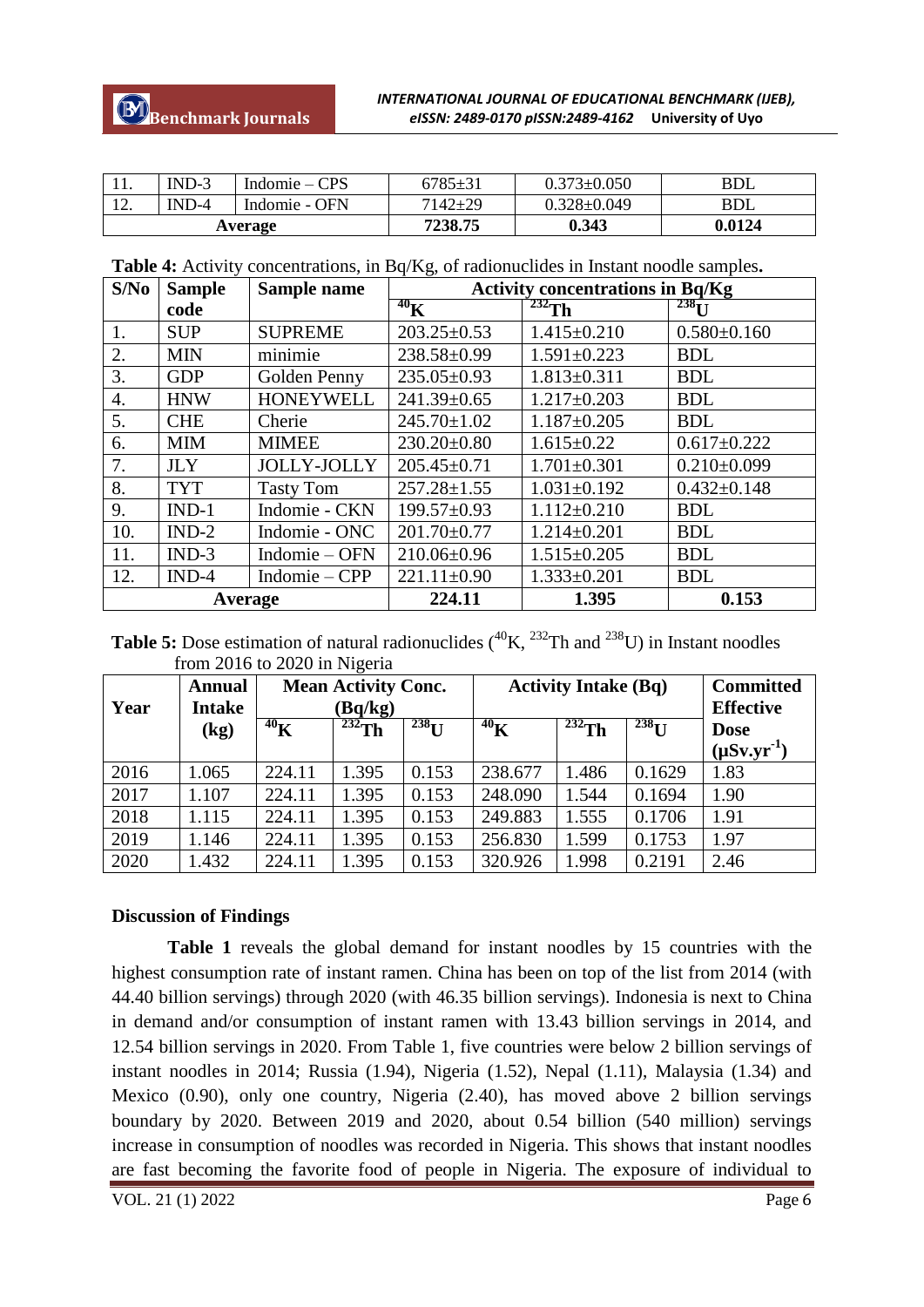| 11. | IND-3 | Indomie – CPS | 6785±31 | 0.373±0.050 | BDL |
|---|---|---|---|---|---|
| 12. | IND-4 | Indomie - OFN | 7142±29 | 0.328±0.049 | BDL |
| **Average** | | | **7238.75** | **0.343** | **0.0124** |

**Table 4:** Activity concentrations, in Bq/Kg, of radionuclides in Instant noodle samples**.**

| S/No | Sample code | Sample name | Activity concentrations in Bq/Kg | | |
|---|---|---|---|---|---|
| | | | $^{40}$K | $^{232}$Th | $^{238}$U |
| 1. | SUP | SUPREME | 203.25±0.53 | 1.415±0.210 | 0.580±0.160 |
| 2. | MIN | minimie | 238.58±0.99 | 1.591±0.223 | BDL |
| 3. | GDP | Golden Penny | 235.05±0.93 | 1.813±0.311 | BDL |
| 4. | HNW | HONEYWELL | 241.39±0.65 | 1.217±0.203 | BDL |
| 5. | CHE | Cherie | 245.70±1.02 | 1.187±0.205 | BDL |
| 6. | MIM | MIMEE | 230.20±0.80 | 1.615±0.22 | 0.617±0.222 |
| 7. | JLY | JOLLY-JOLLY | 205.45±0.71 | 1.701±0.301 | 0.210±0.099 |
| 8. | TYT | Tasty Tom | 257.28±1.55 | 1.031±0.192 | 0.432±0.148 |
| 9. | IND-1 | Indomie - CKN | 199.57±0.93 | 1.112±0.210 | BDL |
| 10. | IND-2 | Indomie - ONC | 201.70±0.77 | 1.214±0.201 | BDL |
| 11. | IND-3 | Indomie – OFN | 210.06±0.96 | 1.515±0.205 | BDL |
| 12. | IND-4 | Indomie – CPP | 221.11±0.90 | 1.333±0.201 | BDL |
| **Average** | | | **224.11** | **1.395** | **0.153** |

**Table 5:** Dose estimation of natural radionuclides ($^{40}$K, $^{232}$Th and $^{238}$U) in Instant noodles from 2016 to 2020 in Nigeria

| Year | Annual Intake (kg) | Mean Activity Conc. (Bq/kg) | | | Activity Intake (Bq) | | | Committed Effective Dose ($\mu$Sv.yr$^{-1}$) |
|---|---|---|---|---|---|---|---|---|
| | | $^{40}$K | $^{232}$Th | $^{238}$U | $^{40}$K | $^{232}$Th | $^{238}$U | |
| 2016 | 1.065 | 224.11 | 1.395 | 0.153 | 238.677 | 1.486 | 0.1629 | 1.83 |
| 2017 | 1.107 | 224.11 | 1.395 | 0.153 | 248.090 | 1.544 | 0.1694 | 1.90 |
| 2018 | 1.115 | 224.11 | 1.395 | 0.153 | 249.883 | 1.555 | 0.1706 | 1.91 |
| 2019 | 1.146 | 224.11 | 1.395 | 0.153 | 256.830 | 1.599 | 0.1753 | 1.97 |
| 2020 | 1.432 | 224.11 | 1.395 | 0.153 | 320.926 | 1.998 | 0.2191 | 2.46 |

## Discussion of Findings

**Table 1** reveals the global demand for instant noodles by 15 countries with the highest consumption rate of instant ramen. China has been on top of the list from 2014 (with 44.40 billion servings) through 2020 (with 46.35 billion servings). Indonesia is next to China in demand and/or consumption of instant ramen with 13.43 billion servings in 2014, and 12.54 billion servings in 2020. From Table 1, five countries were below 2 billion servings of instant noodles in 2014; Russia (1.94), Nigeria (1.52), Nepal (1.11), Malaysia (1.34) and Mexico (0.90), only one country, Nigeria (2.40), has moved above 2 billion servings boundary by 2020. Between 2019 and 2020, about 0.54 billion (540 million) servings increase in consumption of noodles was recorded in Nigeria. This shows that instant noodles are fast becoming the favorite food of people in Nigeria. The exposure of individual to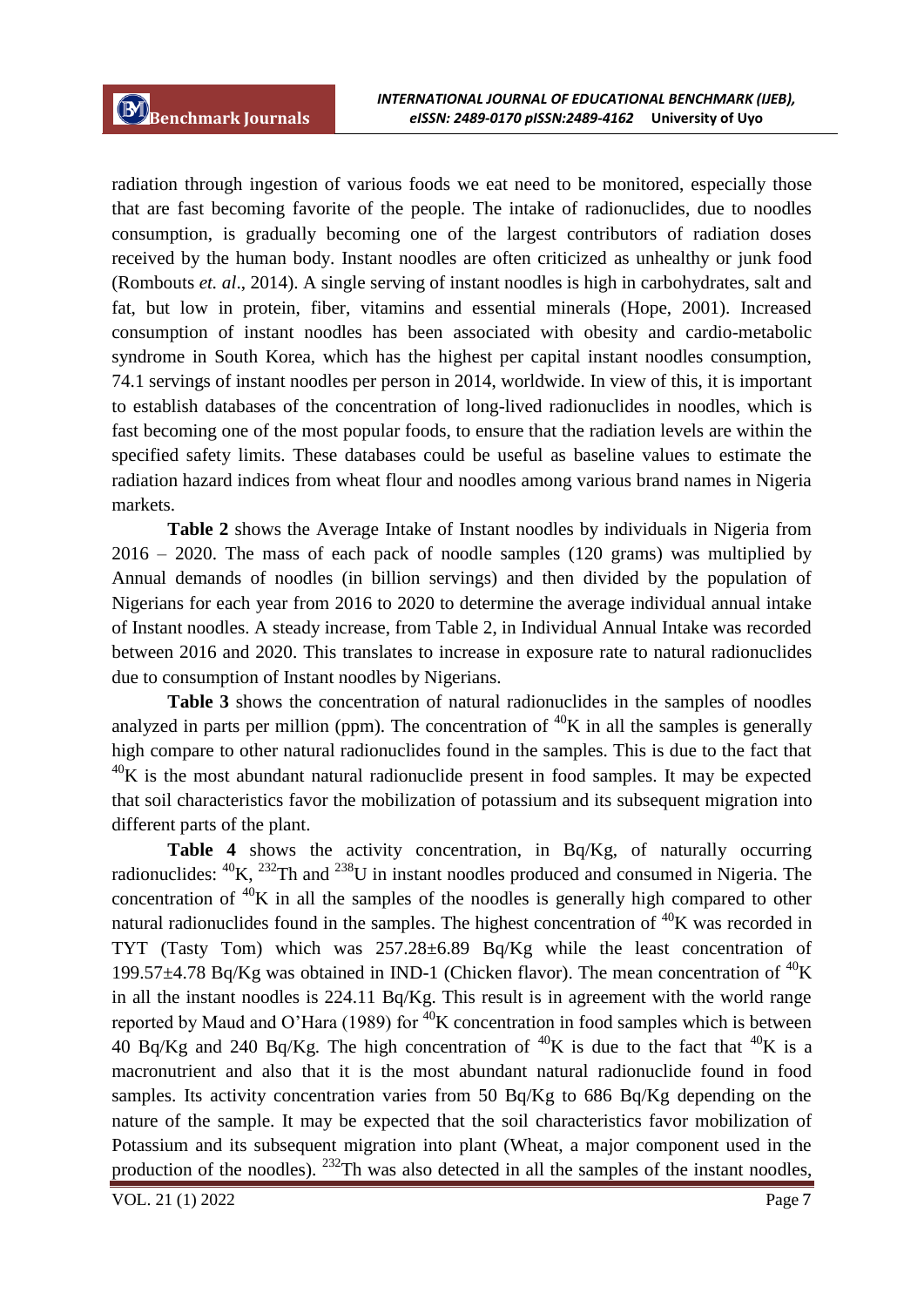radiation through ingestion of various foods we eat need to be monitored, especially those that are fast becoming favorite of the people. The intake of radionuclides, due to noodles consumption, is gradually becoming one of the largest contributors of radiation doses received by the human body. Instant noodles are often criticized as unhealthy or junk food (Rombouts *et. al*., 2014). A single serving of instant noodles is high in carbohydrates, salt and fat, but low in protein, fiber, vitamins and essential minerals (Hope, 2001). Increased consumption of instant noodles has been associated with obesity and cardio-metabolic syndrome in South Korea, which has the highest per capital instant noodles consumption, 74.1 servings of instant noodles per person in 2014, worldwide. In view of this, it is important to establish databases of the concentration of long-lived radionuclides in noodles, which is fast becoming one of the most popular foods, to ensure that the radiation levels are within the specified safety limits. These databases could be useful as baseline values to estimate the radiation hazard indices from wheat flour and noodles among various brand names in Nigeria markets.

**Table 2** shows the Average Intake of Instant noodles by individuals in Nigeria from 2016 – 2020. The mass of each pack of noodle samples (120 grams) was multiplied by Annual demands of noodles (in billion servings) and then divided by the population of Nigerians for each year from 2016 to 2020 to determine the average individual annual intake of Instant noodles. A steady increase, from Table 2, in Individual Annual Intake was recorded between 2016 and 2020. This translates to increase in exposure rate to natural radionuclides due to consumption of Instant noodles by Nigerians.

**Table 3** shows the concentration of natural radionuclides in the samples of noodles analyzed in parts per million (ppm). The concentration of $^{40}$K in all the samples is generally high compare to other natural radionuclides found in the samples. This is due to the fact that $^{40}$K is the most abundant natural radionuclide present in food samples. It may be expected that soil characteristics favor the mobilization of potassium and its subsequent migration into different parts of the plant.

**Table 4** shows the activity concentration, in Bq/Kg, of naturally occurring radionuclides: $^{40}$K, $^{232}$Th and $^{238}$U in instant noodles produced and consumed in Nigeria. The concentration of $^{40}$K in all the samples of the noodles is generally high compared to other natural radionuclides found in the samples. The highest concentration of $^{40}$K was recorded in TYT (Tasty Tom) which was 257.28±6.89 Bq/Kg while the least concentration of 199.57±4.78 Bq/Kg was obtained in IND-1 (Chicken flavor). The mean concentration of $^{40}$K in all the instant noodles is 224.11 Bq/Kg. This result is in agreement with the world range reported by Maud and O'Hara (1989) for $^{40}$K concentration in food samples which is between 40 Bq/Kg and 240 Bq/Kg. The high concentration of $^{40}$K is due to the fact that $^{40}$K is a macronutrient and also that it is the most abundant natural radionuclide found in food samples. Its activity concentration varies from 50 Bq/Kg to 686 Bq/Kg depending on the nature of the sample. It may be expected that the soil characteristics favor mobilization of Potassium and its subsequent migration into plant (Wheat, a major component used in the production of the noodles). $^{232}$Th was also detected in all the samples of the instant noodles,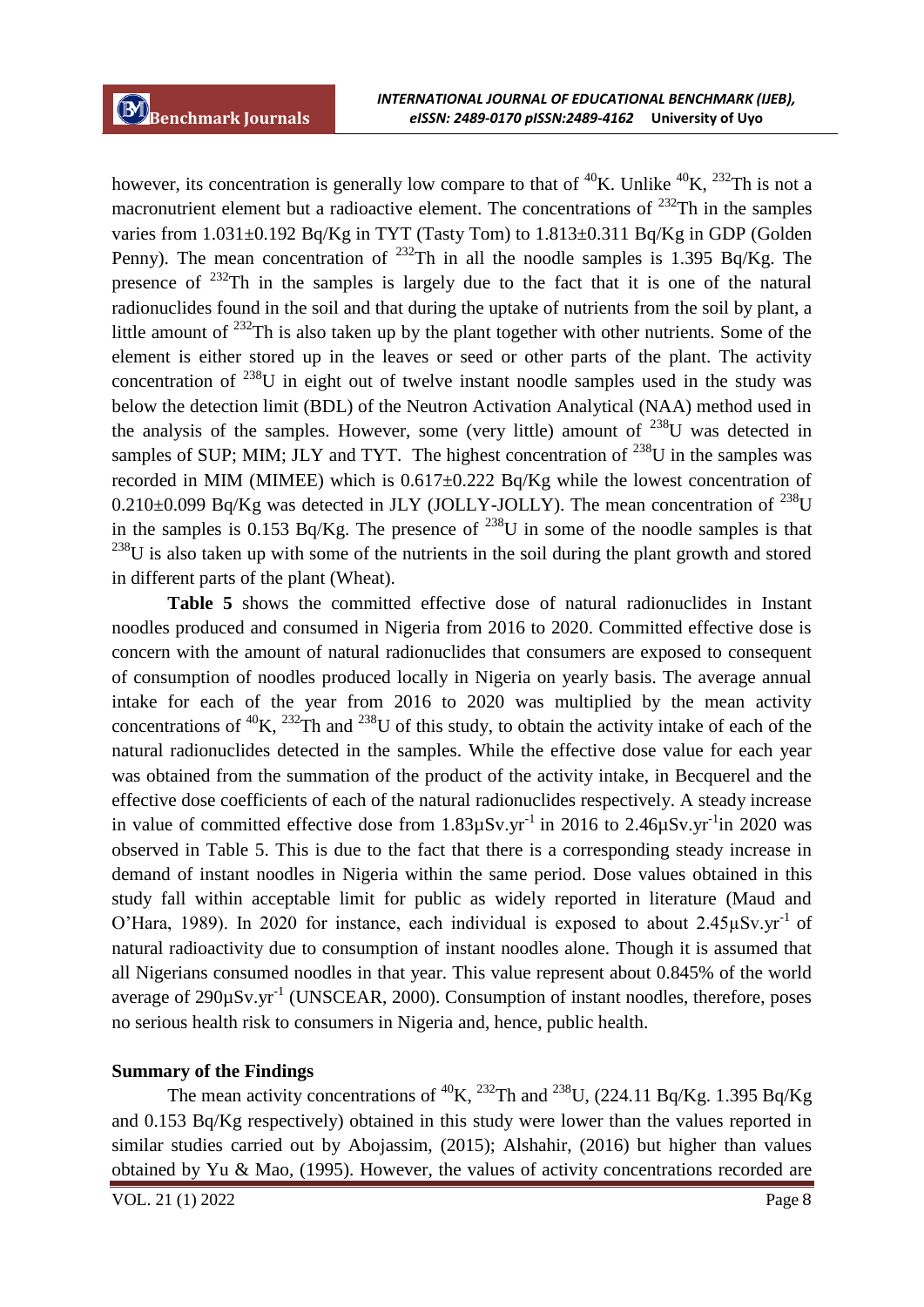however, its concentration is generally low compare to that of $^{40}K$. Unlike $^{40}K$, $^{232}Th$ is not a macronutrient element but a radioactive element. The concentrations of $^{232}Th$ in the samples varies from 1.031±0.192 Bq/Kg in TYT (Tasty Tom) to 1.813±0.311 Bq/Kg in GDP (Golden Penny). The mean concentration of $^{232}Th$ in all the noodle samples is 1.395 Bq/Kg. The presence of $^{232}Th$ in the samples is largely due to the fact that it is one of the natural radionuclides found in the soil and that during the uptake of nutrients from the soil by plant, a little amount of $^{232}Th$ is also taken up by the plant together with other nutrients. Some of the element is either stored up in the leaves or seed or other parts of the plant. The activity concentration of $^{238}U$ in eight out of twelve instant noodle samples used in the study was below the detection limit (BDL) of the Neutron Activation Analytical (NAA) method used in the analysis of the samples. However, some (very little) amount of $^{238}U$ was detected in samples of SUP; MIM; JLY and TYT. The highest concentration of $^{238}U$ in the samples was recorded in MIM (MIMEE) which is 0.617±0.222 Bq/Kg while the lowest concentration of 0.210±0.099 Bq/Kg was detected in JLY (JOLLY-JOLLY). The mean concentration of $^{238}U$ in the samples is 0.153 Bq/Kg. The presence of $^{238}U$ in some of the noodle samples is that $^{238}U$ is also taken up with some of the nutrients in the soil during the plant growth and stored in different parts of the plant (Wheat).

**Table 5** shows the committed effective dose of natural radionuclides in Instant noodles produced and consumed in Nigeria from 2016 to 2020. Committed effective dose is concern with the amount of natural radionuclides that consumers are exposed to consequent of consumption of noodles produced locally in Nigeria on yearly basis. The average annual intake for each of the year from 2016 to 2020 was multiplied by the mean activity concentrations of $^{40}K$, $^{232}Th$ and $^{238}U$ of this study, to obtain the activity intake of each of the natural radionuclides detected in the samples. While the effective dose value for each year was obtained from the summation of the product of the activity intake, in Becquerel and the effective dose coefficients of each of the natural radionuclides respectively. A steady increase in value of committed effective dose from $1.83\mu Sv.yr^{-1}$ in 2016 to $2.46\mu Sv.yr^{-1}$in 2020 was observed in Table 5. This is due to the fact that there is a corresponding steady increase in demand of instant noodles in Nigeria within the same period. Dose values obtained in this study fall within acceptable limit for public as widely reported in literature (Maud and O'Hara, 1989). In 2020 for instance, each individual is exposed to about $2.45\mu Sv.yr^{-1}$ of natural radioactivity due to consumption of instant noodles alone. Though it is assumed that all Nigerians consumed noodles in that year. This value represent about 0.845% of the world average of $290\mu Sv.yr^{-1}$ (UNSCEAR, 2000). Consumption of instant noodles, therefore, poses no serious health risk to consumers in Nigeria and, hence, public health.

## Summary of the Findings

The mean activity concentrations of $^{40}K$, $^{232}Th$ and $^{238}U$, (224.11 Bq/Kg. 1.395 Bq/Kg and 0.153 Bq/Kg respectively) obtained in this study were lower than the values reported in similar studies carried out by Abojassim, (2015); Alshahir, (2016) but higher than values obtained by Yu & Mao, (1995). However, the values of activity concentrations recorded are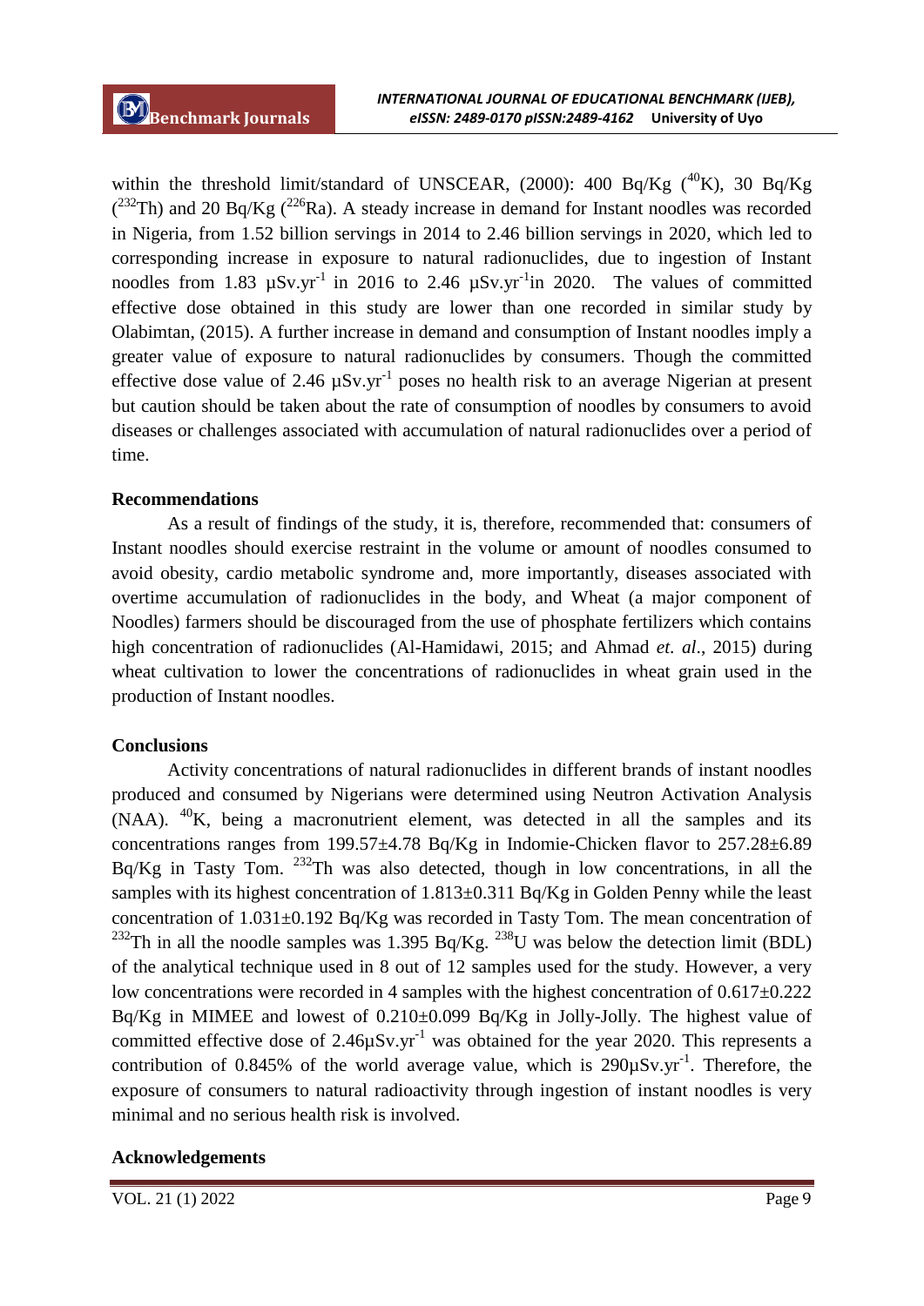within the threshold limit/standard of UNSCEAR, (2000): 400 Bq/Kg ($^{40}K$), 30 Bq/Kg ($^{232}Th$) and 20 Bq/Kg ($^{226}Ra$). A steady increase in demand for Instant noodles was recorded in Nigeria, from 1.52 billion servings in 2014 to 2.46 billion servings in 2020, which led to corresponding increase in exposure to natural radionuclides, due to ingestion of Instant noodles from 1.83 $\mu Sv.yr^{-1}$ in 2016 to 2.46 $\mu Sv.yr^{-1}$in 2020. The values of committed effective dose obtained in this study are lower than one recorded in similar study by Olabimtan, (2015). A further increase in demand and consumption of Instant noodles imply a greater value of exposure to natural radionuclides by consumers. Though the committed effective dose value of 2.46 $\mu Sv.yr^{-1}$ poses no health risk to an average Nigerian at present but caution should be taken about the rate of consumption of noodles by consumers to avoid diseases or challenges associated with accumulation of natural radionuclides over a period of time.

## Recommendations

As a result of findings of the study, it is, therefore, recommended that: consumers of Instant noodles should exercise restraint in the volume or amount of noodles consumed to avoid obesity, cardio metabolic syndrome and, more importantly, diseases associated with overtime accumulation of radionuclides in the body, and Wheat (a major component of Noodles) farmers should be discouraged from the use of phosphate fertilizers which contains high concentration of radionuclides (Al-Hamidawi, 2015; and Ahmad *et. al*., 2015) during wheat cultivation to lower the concentrations of radionuclides in wheat grain used in the production of Instant noodles.

## Conclusions

Activity concentrations of natural radionuclides in different brands of instant noodles produced and consumed by Nigerians were determined using Neutron Activation Analysis (NAA). $^{40}K$, being a macronutrient element, was detected in all the samples and its concentrations ranges from 199.57±4.78 Bq/Kg in Indomie-Chicken flavor to 257.28±6.89 Bq/Kg in Tasty Tom. $^{232}Th$ was also detected, though in low concentrations, in all the samples with its highest concentration of 1.813±0.311 Bq/Kg in Golden Penny while the least concentration of 1.031±0.192 Bq/Kg was recorded in Tasty Tom. The mean concentration of $^{232}Th$ in all the noodle samples was 1.395 Bq/Kg. $^{238}U$ was below the detection limit (BDL) of the analytical technique used in 8 out of 12 samples used for the study. However, a very low concentrations were recorded in 4 samples with the highest concentration of 0.617±0.222 Bq/Kg in MIMEE and lowest of 0.210±0.099 Bq/Kg in Jolly-Jolly. The highest value of committed effective dose of 2.46$\mu Sv.yr^{-1}$ was obtained for the year 2020. This represents a contribution of 0.845% of the world average value, which is 290$\mu Sv.yr^{-1}$. Therefore, the exposure of consumers to natural radioactivity through ingestion of instant noodles is very minimal and no serious health risk is involved.

## Acknowledgements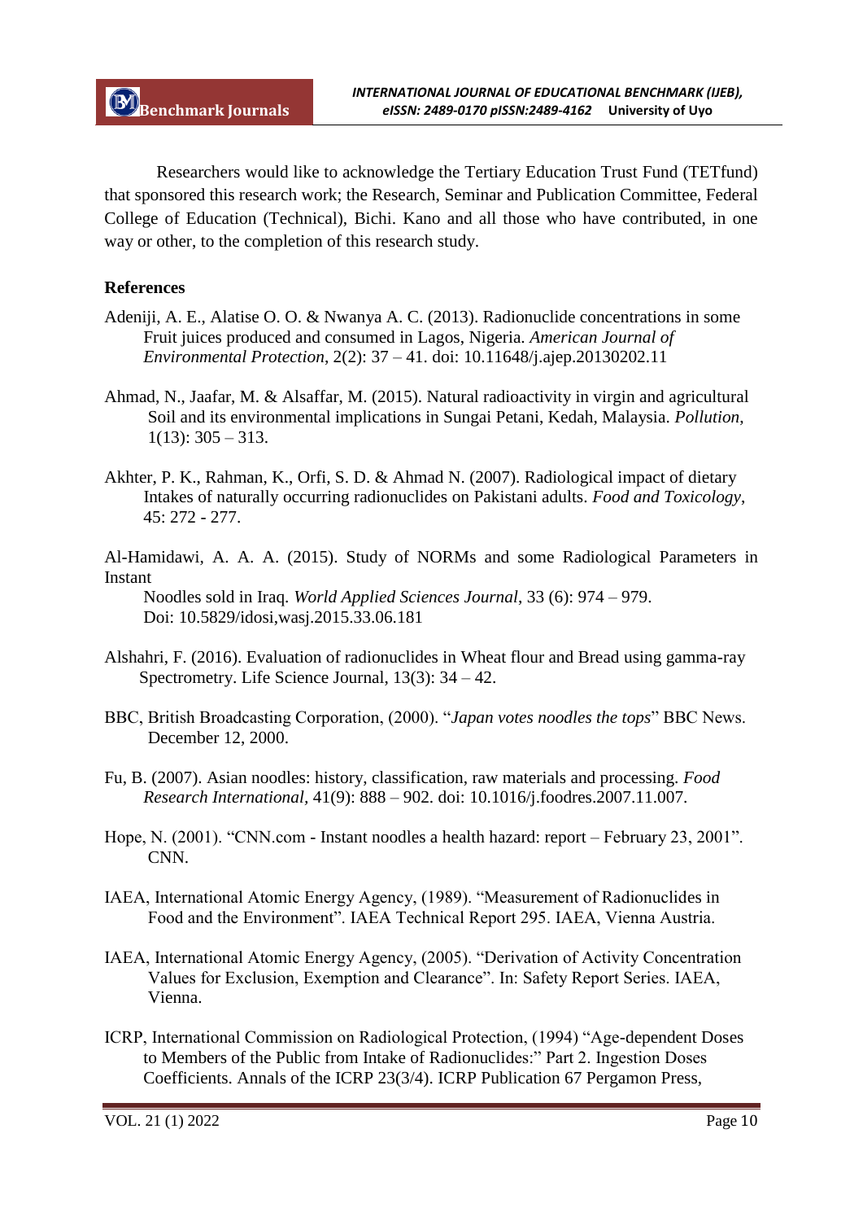Researchers would like to acknowledge the Tertiary Education Trust Fund (TETfund) that sponsored this research work; the Research, Seminar and Publication Committee, Federal College of Education (Technical), Bichi. Kano and all those who have contributed, in one way or other, to the completion of this research study.

## References

Adeniji, A. E., Alatise O. O. & Nwanya A. C. (2013). Radionuclide concentrations in some Fruit juices produced and consumed in Lagos, Nigeria. *American Journal of Environmental Protection*, 2(2): 37 – 41. doi: 10.11648/j.ajep.20130202.11

Ahmad, N., Jaafar, M. & Alsaffar, M. (2015). Natural radioactivity in virgin and agricultural Soil and its environmental implications in Sungai Petani, Kedah, Malaysia. *Pollution*, 1(13): 305 – 313.

Akhter, P. K., Rahman, K., Orfi, S. D. & Ahmad N. (2007). Radiological impact of dietary Intakes of naturally occurring radionuclides on Pakistani adults. *Food and Toxicology*, 45: 272 - 277.

Al-Hamidawi, A. A. A. (2015). Study of NORMs and some Radiological Parameters in Instant Noodles sold in Iraq. *World Applied Sciences Journal*, 33 (6): 974 – 979. Doi: 10.5829/idosi,wasj.2015.33.06.181

Alshahri, F. (2016). Evaluation of radionuclides in Wheat flour and Bread using gamma-ray Spectrometry. Life Science Journal, 13(3): 34 – 42.

BBC, British Broadcasting Corporation, (2000). "*Japan votes noodles the tops*" BBC News. December 12, 2000.

Fu, B. (2007). Asian noodles: history, classification, raw materials and processing. *Food Research International*, 41(9): 888 – 902. doi: 10.1016/j.foodres.2007.11.007.

Hope, N. (2001). "CNN.com - Instant noodles a health hazard: report – February 23, 2001". CNN.

IAEA, International Atomic Energy Agency, (1989). "Measurement of Radionuclides in Food and the Environment". IAEA Technical Report 295. IAEA, Vienna Austria.

IAEA, International Atomic Energy Agency, (2005). "Derivation of Activity Concentration Values for Exclusion, Exemption and Clearance". In: Safety Report Series. IAEA, Vienna.

ICRP, International Commission on Radiological Protection, (1994) "Age-dependent Doses to Members of the Public from Intake of Radionuclides:" Part 2. Ingestion Doses Coefficients. Annals of the ICRP 23(3/4). ICRP Publication 67 Pergamon Press,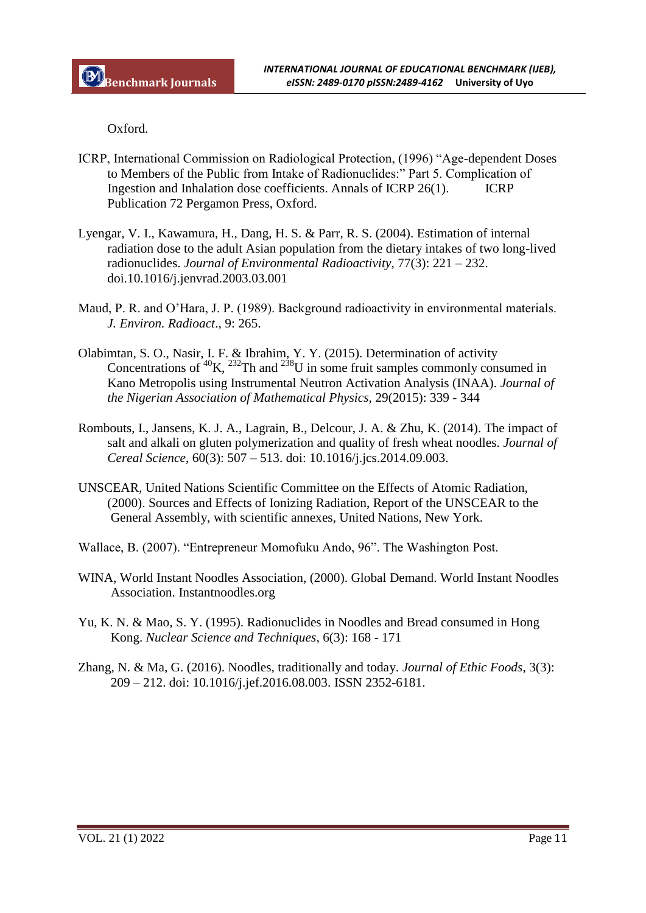Oxford.

ICRP, International Commission on Radiological Protection, (1996) "Age-dependent Doses to Members of the Public from Intake of Radionuclides:" Part 5. Complication of Ingestion and Inhalation dose coefficients. Annals of ICRP 26(1). ICRP Publication 72 Pergamon Press, Oxford.

Lyengar, V. I., Kawamura, H., Dang, H. S. & Parr, R. S. (2004). Estimation of internal radiation dose to the adult Asian population from the dietary intakes of two long-lived radionuclides. *Journal of Environmental Radioactivity*, 77(3): 221 – 232. doi.10.1016/j.jenvrad.2003.03.001

Maud, P. R. and O'Hara, J. P. (1989). Background radioactivity in environmental materials. *J. Environ. Radioact*., 9: 265.

Olabimtan, S. O., Nasir, I. F. & Ibrahim, Y. Y. (2015). Determination of activity Concentrations of $^{40}$K, $^{232}$Th and $^{238}$U in some fruit samples commonly consumed in Kano Metropolis using Instrumental Neutron Activation Analysis (INAA). *Journal of the Nigerian Association of Mathematical Physics,* 29(2015): 339 - 344

Rombouts, I., Jansens, K. J. A., Lagrain, B., Delcour, J. A. & Zhu, K. (2014). The impact of salt and alkali on gluten polymerization and quality of fresh wheat noodles. *Journal of Cereal Science*, 60(3): 507 – 513. doi: 10.1016/j.jcs.2014.09.003.

UNSCEAR, United Nations Scientific Committee on the Effects of Atomic Radiation, (2000). Sources and Effects of Ionizing Radiation, Report of the UNSCEAR to the General Assembly, with scientific annexes, United Nations, New York.

Wallace, B. (2007). "Entrepreneur Momofuku Ando, 96". The Washington Post.

WINA, World Instant Noodles Association, (2000). Global Demand. World Instant Noodles Association. Instantnoodles.org

Yu, K. N. & Mao, S. Y. (1995). Radionuclides in Noodles and Bread consumed in Hong Kong. *Nuclear Science and Techniques*, 6(3): 168 - 171

Zhang, N. & Ma, G. (2016). Noodles, traditionally and today. *Journal of Ethic Foods*, 3(3): 209 – 212. doi: 10.1016/j.jef.2016.08.003. ISSN 2352-6181.